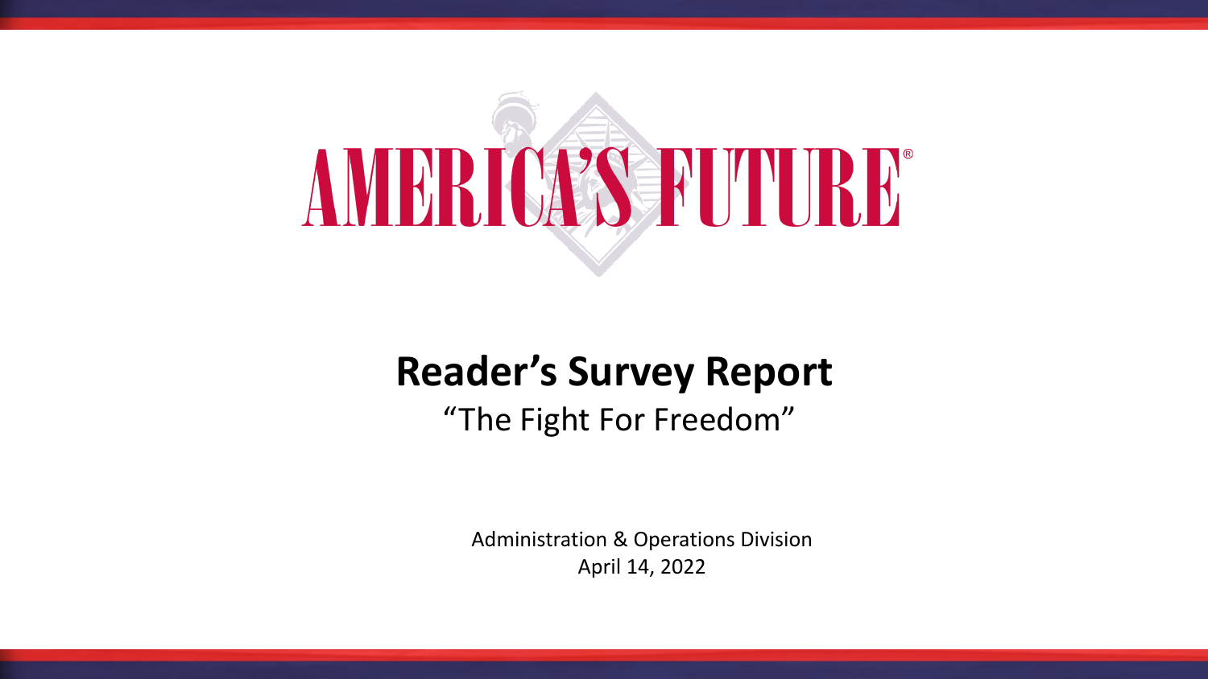# AMERICA'S FUTURE®

## Reader's Survey Report

"The Fight For Freedom"

Administration & Operations Division

April 14, 2022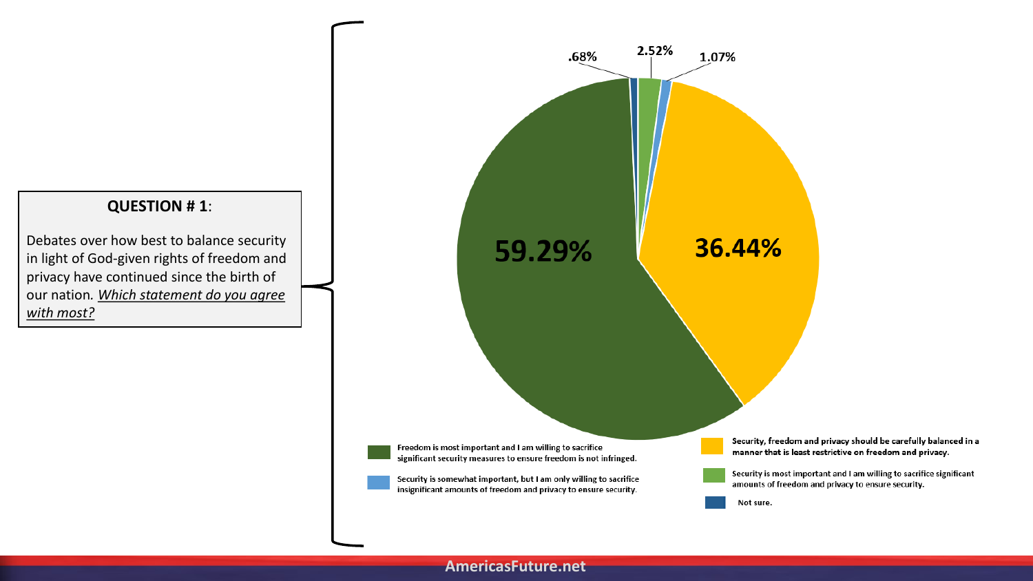**QUESTION # 1**:

Debates over how best to balance security in light of God-given rights of freedom and privacy have continued since the birth of our nation. *Which statement do you agree with most?*

| Response | Percentage |
|---|---|
| Freedom is most important and I am willing to sacrifice significant security measures to ensure freedom is not infringed. | 59.29% |
| Security, freedom and privacy should be carefully balanced in a manner that is least restrictive on freedom and privacy. | 36.44% |
| Security is most important and I am willing to sacrifice significant amounts of freedom and privacy to ensure security. | 2.52% |
| Security is somewhat important, but I am only willing to sacrifice insignificant amounts of freedom and privacy to ensure security. | 1.07% |
| Not sure. | .68% |

AmericasFuture.net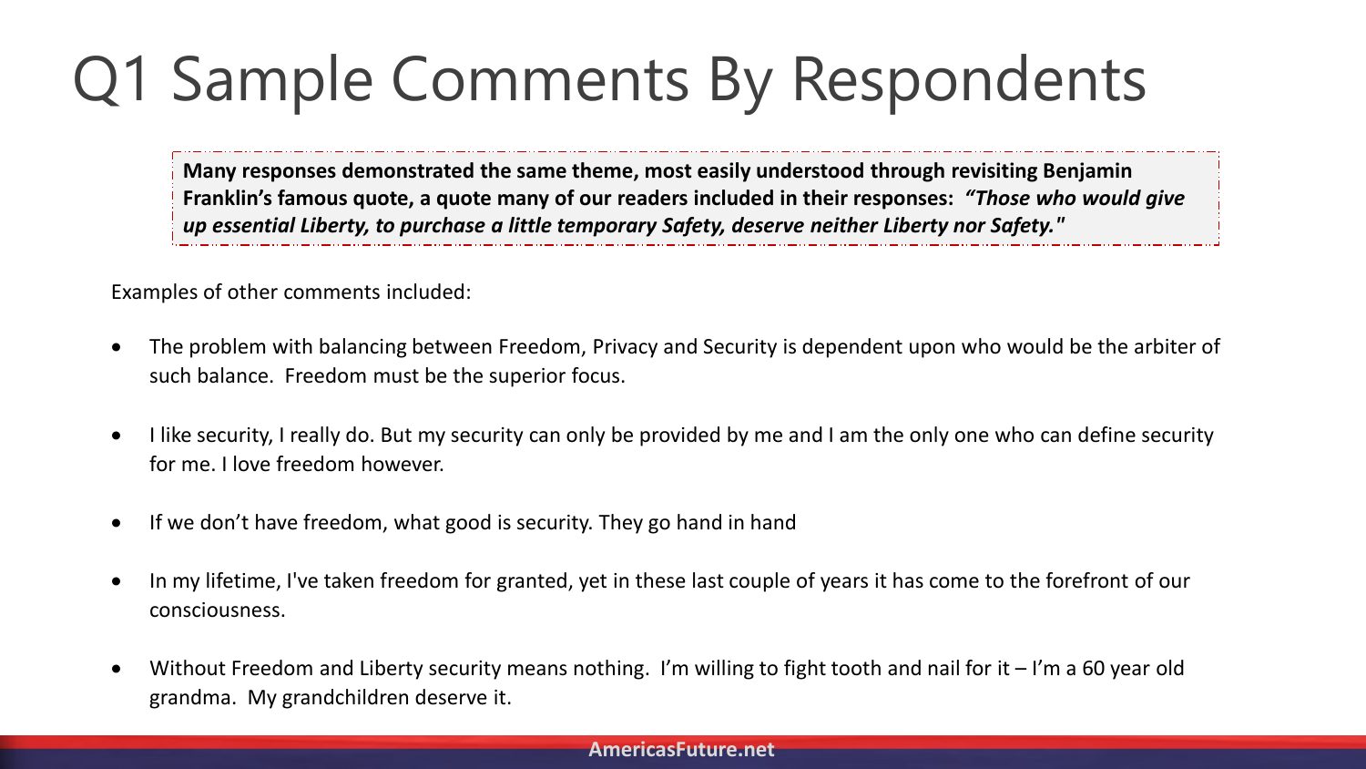# Q1 Sample Comments By Respondents

**Many responses demonstrated the same theme, most easily understood through revisiting Benjamin Franklin's famous quote, a quote many of our readers included in their responses:** ***"Those who would give up essential Liberty, to purchase a little temporary Safety, deserve neither Liberty nor Safety."***

Examples of other comments included:

- The problem with balancing between Freedom, Privacy and Security is dependent upon who would be the arbiter of such balance. Freedom must be the superior focus.
- I like security, I really do. But my security can only be provided by me and I am the only one who can define security for me. I love freedom however.
- If we don't have freedom, what good is security. They go hand in hand
- In my lifetime, I've taken freedom for granted, yet in these last couple of years it has come to the forefront of our consciousness.
- Without Freedom and Liberty security means nothing. I'm willing to fight tooth and nail for it – I'm a 60 year old grandma. My grandchildren deserve it.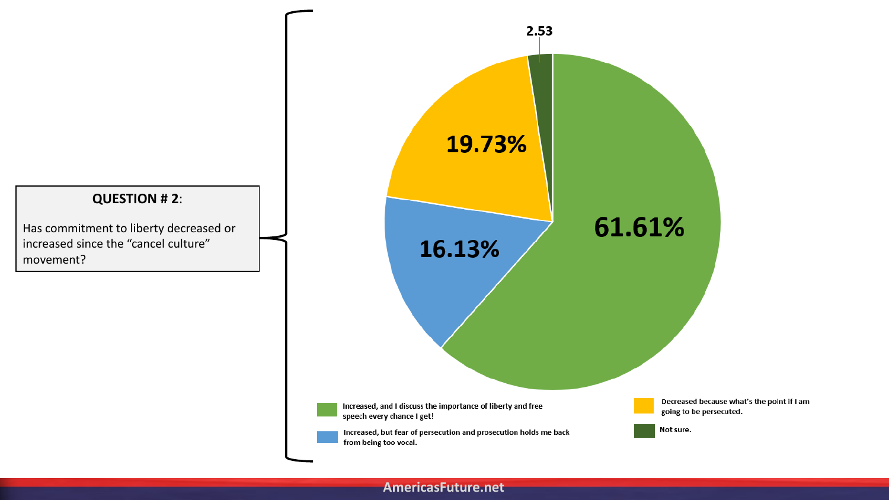**QUESTION # 2**:

Has commitment to liberty decreased or increased since the "cancel culture" movement?

| Response | Percentage |
| --- | --- |
| Increased, and I discuss the importance of liberty and free speech every chance I get! | 61.61% |
| Increased, but fear of persecution and prosecution holds me back from being too vocal. | 16.13% |
| Decreased because what's the point if I am going to be persecuted. | 19.73% |
| Not sure. | 2.53 |

AmericasFuture.net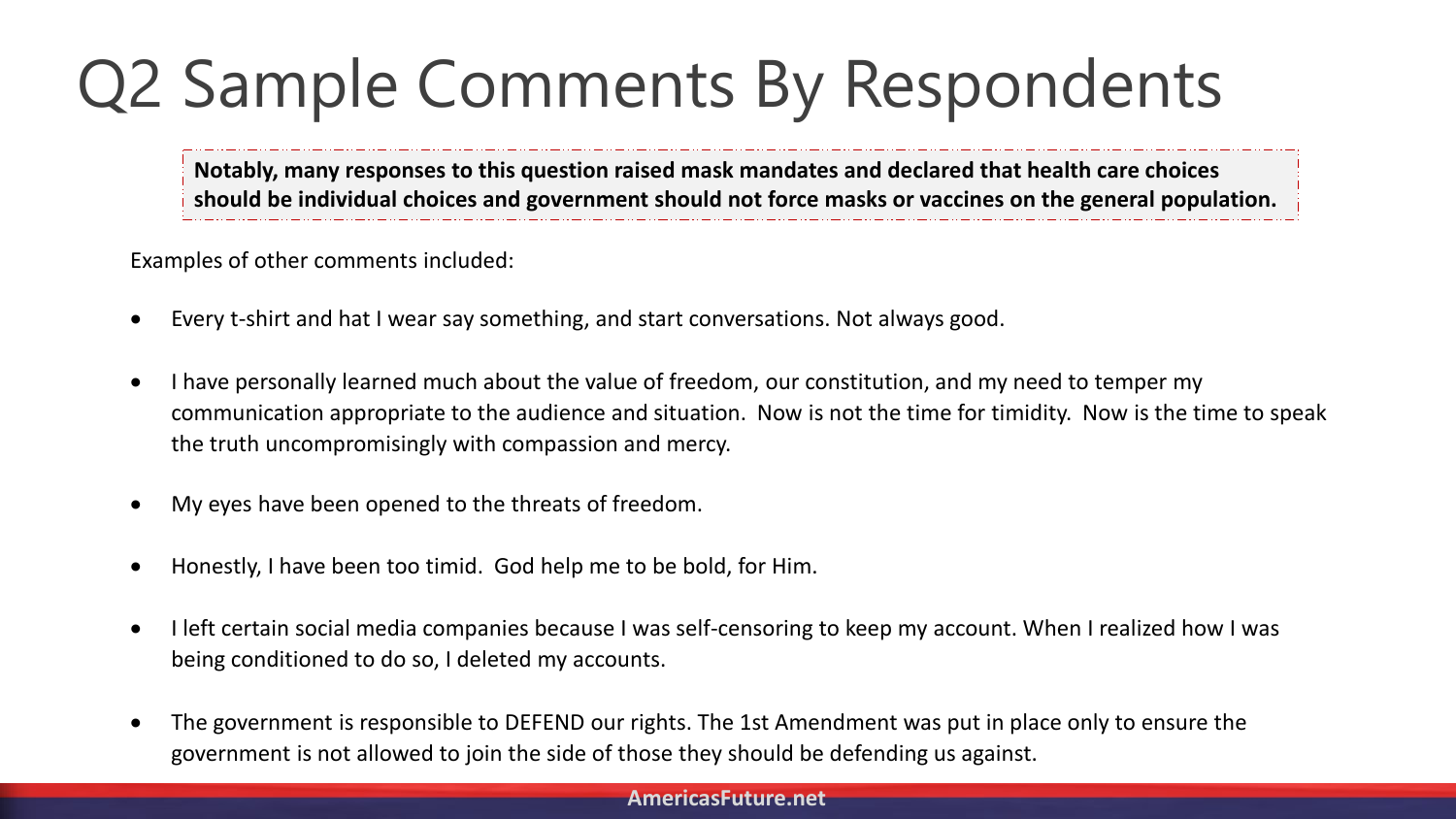# Q2 Sample Comments By Respondents

**Notably, many responses to this question raised mask mandates and declared that health care choices should be individual choices and government should not force masks or vaccines on the general population.**

Examples of other comments included:

- Every t-shirt and hat I wear say something, and start conversations. Not always good.
- I have personally learned much about the value of freedom, our constitution, and my need to temper my communication appropriate to the audience and situation. Now is not the time for timidity. Now is the time to speak the truth uncompromisingly with compassion and mercy.
- My eyes have been opened to the threats of freedom.
- Honestly, I have been too timid. God help me to be bold, for Him.
- I left certain social media companies because I was self-censoring to keep my account. When I realized how I was being conditioned to do so, I deleted my accounts.
- The government is responsible to DEFEND our rights. The 1st Amendment was put in place only to ensure the government is not allowed to join the side of those they should be defending us against.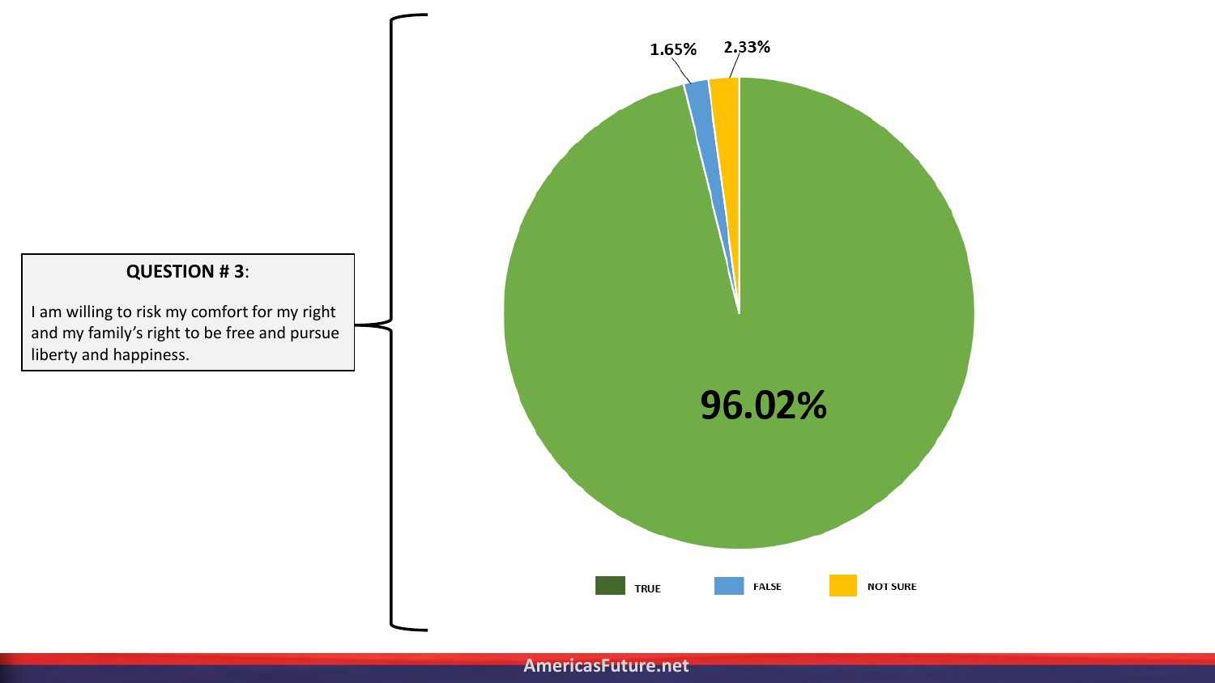**QUESTION # 3**:

I am willing to risk my comfort for my right and my family's right to be free and pursue liberty and happiness.

| Response | Percentage |
| --- | --- |
| TRUE | 96.02% |
| FALSE | 1.65% |
| NOT SURE | 2.33% |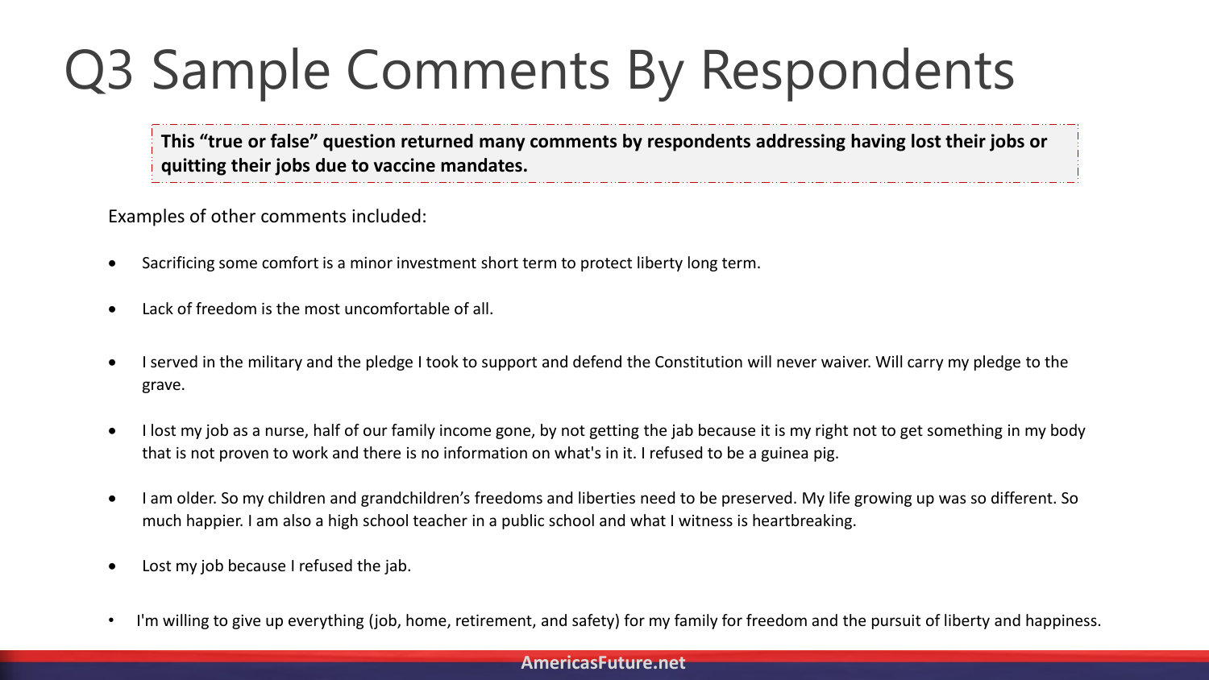# Q3 Sample Comments By Respondents

**This "true or false" question returned many comments by respondents addressing having lost their jobs or quitting their jobs due to vaccine mandates.**

Examples of other comments included:

- Sacrificing some comfort is a minor investment short term to protect liberty long term.
- Lack of freedom is the most uncomfortable of all.
- I served in the military and the pledge I took to support and defend the Constitution will never waiver. Will carry my pledge to the grave.
- I lost my job as a nurse, half of our family income gone, by not getting the jab because it is my right not to get something in my body that is not proven to work and there is no information on what's in it. I refused to be a guinea pig.
- I am older. So my children and grandchildren's freedoms and liberties need to be preserved. My life growing up was so different. So much happier. I am also a high school teacher in a public school and what I witness is heartbreaking.
- Lost my job because I refused the jab.
- I'm willing to give up everything (job, home, retirement, and safety) for my family for freedom and the pursuit of liberty and happiness.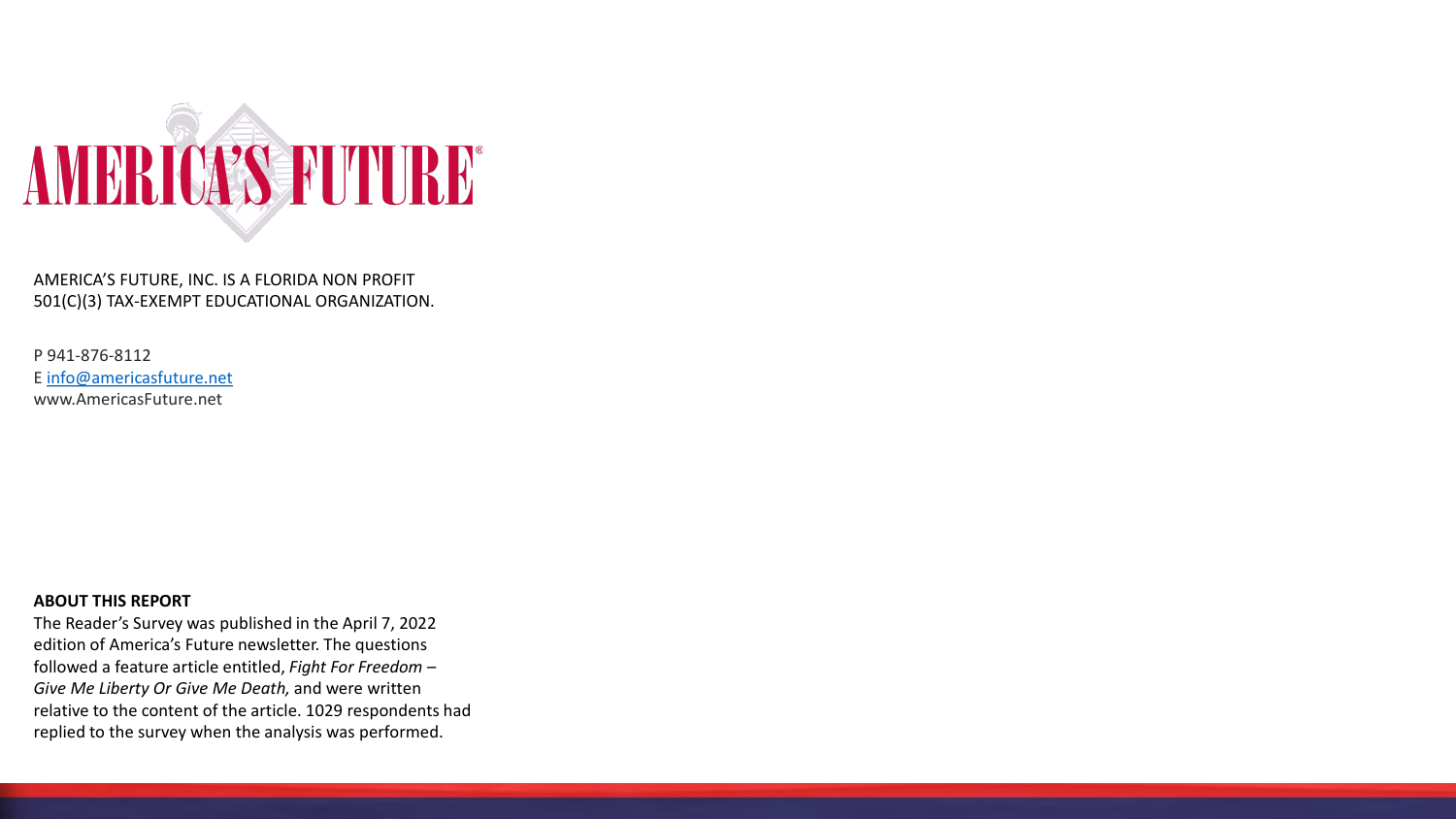AMERICA'S FUTURE®

AMERICA'S FUTURE, INC. IS A FLORIDA NON PROFIT 501(C)(3) TAX-EXEMPT EDUCATIONAL ORGANIZATION.

P 941-876-8112
E info@americasfuture.net
www.AmericasFuture.net

**ABOUT THIS REPORT**

The Reader's Survey was published in the April 7, 2022 edition of America's Future newsletter. The questions followed a feature article entitled, *Fight For Freedom – Give Me Liberty Or Give Me Death,* and were written relative to the content of the article. 1029 respondents had replied to the survey when the analysis was performed.